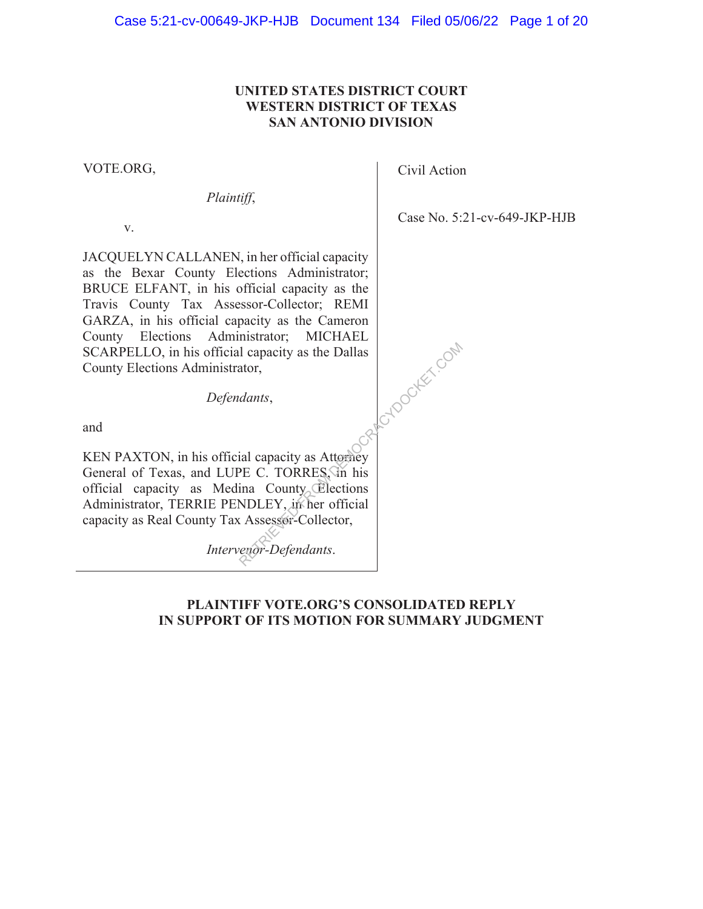**UNITED STATES DISTRICT COURT**
**WESTERN DISTRICT OF TEXAS**
**SAN ANTONIO DIVISION**

| | |
|---|---|
| VOTE.ORG,<br><br>*Plaintiff*,<br><br>v.<br><br>JACQUELYN CALLANEN, in her official capacity as the Bexar County Elections Administrator; BRUCE ELFANT, in his official capacity as the Travis County Tax Assessor-Collector; REMI GARZA, in his official capacity as the Cameron County Elections Administrator; MICHAEL SCARPELLO, in his official capacity as the Dallas County Elections Administrator,<br><br>*Defendants*,<br><br>and<br><br>KEN PAXTON, in his official capacity as Attorney General of Texas, and LUPE C. TORRES, in his official capacity as Medina County Elections Administrator, TERRIE PENDLEY, in her official capacity as Real County Tax Assessor-Collector,<br><br>*Intervenor-Defendants*. | Civil Action<br><br>Case No. 5:21-cv-649-JKP-HJB |

**PLAINTIFF VOTE.ORG'S CONSOLIDATED REPLY IN SUPPORT OF ITS MOTION FOR SUMMARY JUDGMENT**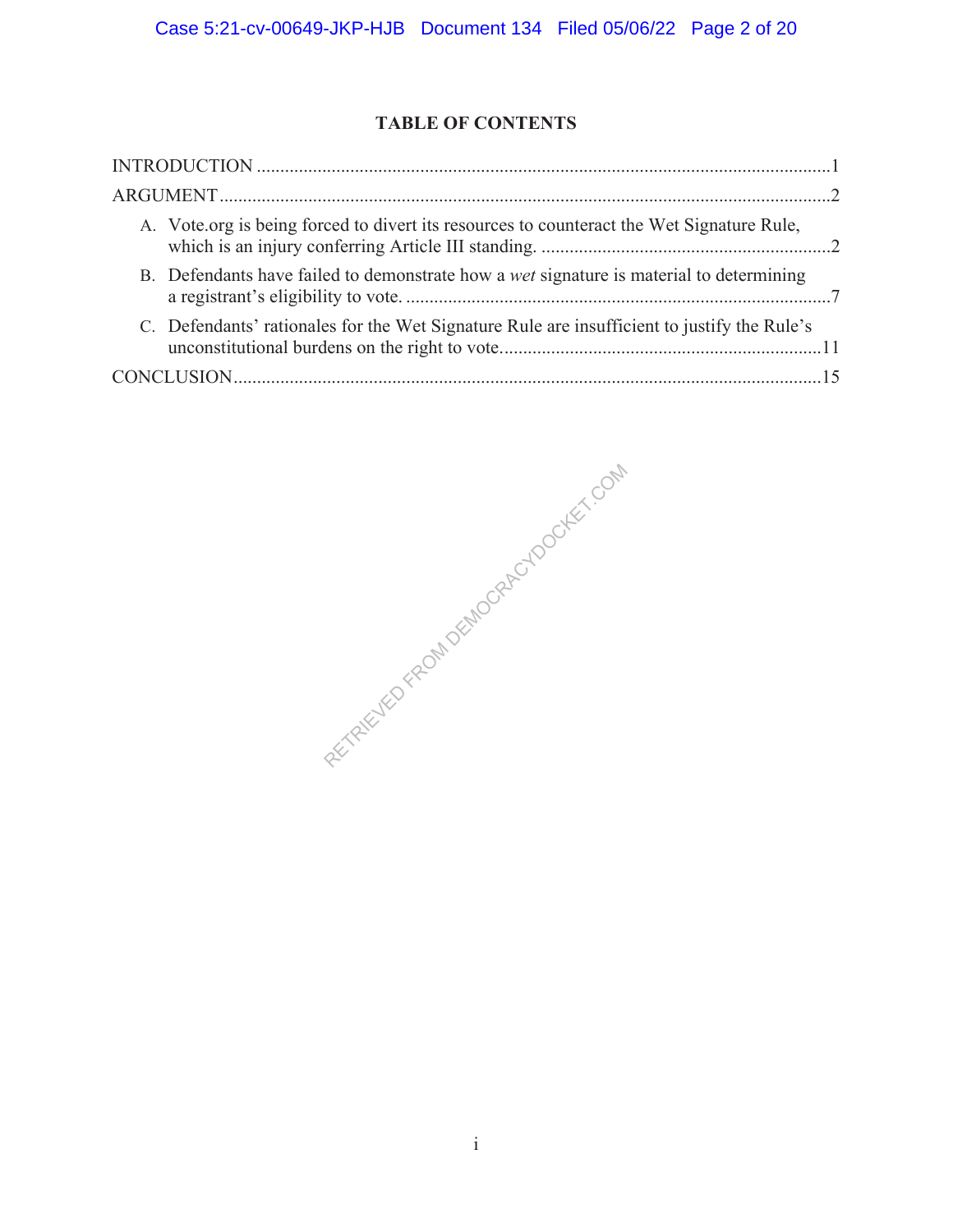## TABLE OF CONTENTS

INTRODUCTION .......................................................... 1

ARGUMENT .......................................................... 2

- A. Vote.org is being forced to divert its resources to counteract the Wet Signature Rule, which is an injury conferring Article III standing. .......................................................... 2
- B. Defendants have failed to demonstrate how a *wet* signature is material to determining a registrant's eligibility to vote. .......................................................... 7
- C. Defendants' rationales for the Wet Signature Rule are insufficient to justify the Rule's unconstitutional burdens on the right to vote. .......................................................... 11

CONCLUSION .......................................................... 15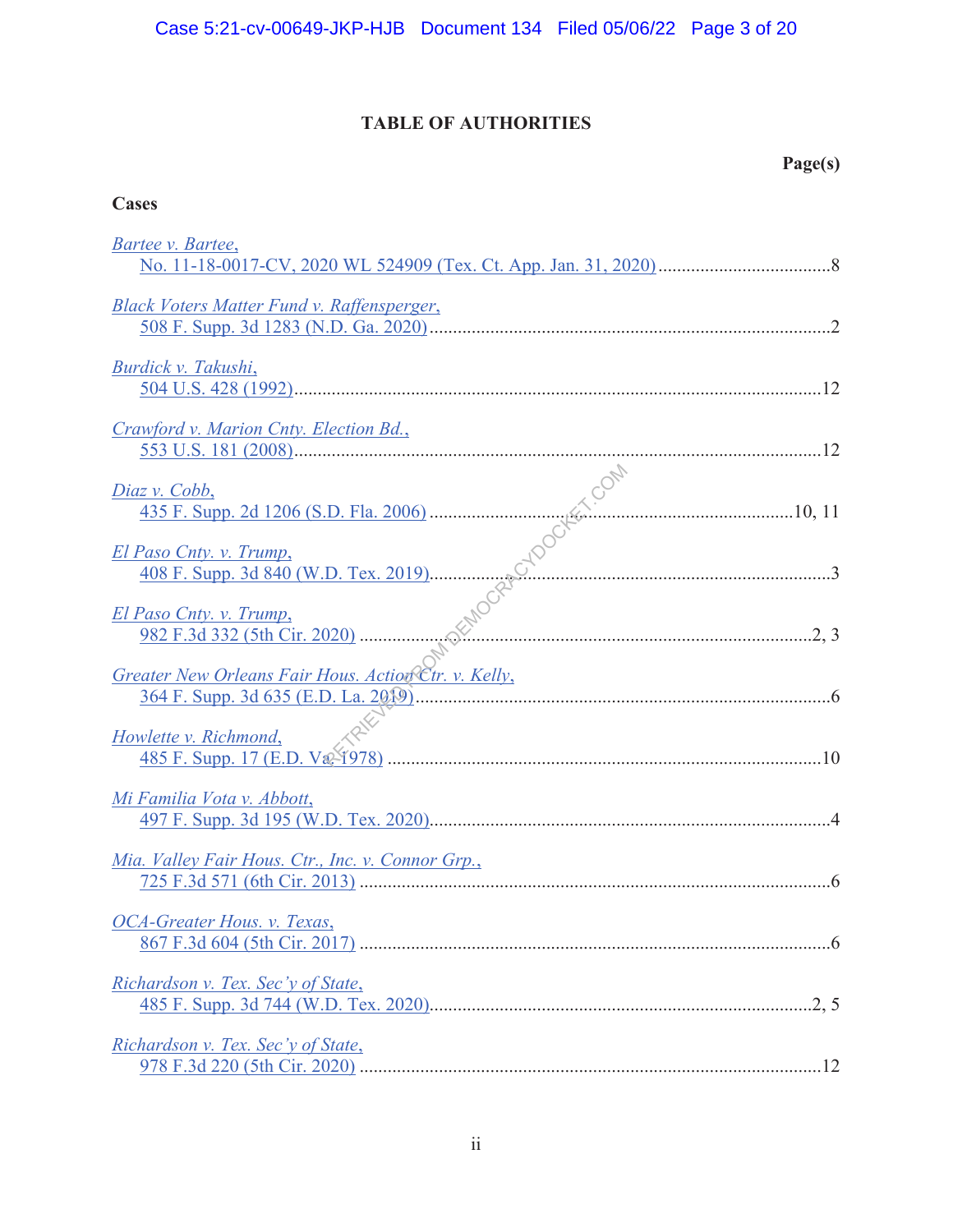## TABLE OF AUTHORITIES

**Page(s)**

### Cases

*Bartee v. Bartee*,
No. 11-18-0017-CV, 2020 WL 524909 (Tex. Ct. App. Jan. 31, 2020) ..................................... 8

*Black Voters Matter Fund v. Raffensperger*,
508 F. Supp. 3d 1283 (N.D. Ga. 2020) ..................................... 2

*Burdick v. Takushi*,
504 U.S. 428 (1992) ..................................... 12

*Crawford v. Marion Cnty. Election Bd.*,
553 U.S. 181 (2008) ..................................... 12

*Diaz v. Cobb*,
435 F. Supp. 2d 1206 (S.D. Fla. 2006) ..................................... 10, 11

*El Paso Cnty. v. Trump*,
408 F. Supp. 3d 840 (W.D. Tex. 2019) ..................................... 3

*El Paso Cnty. v. Trump*,
982 F.3d 332 (5th Cir. 2020) ..................................... 2, 3

*Greater New Orleans Fair Hous. Action Ctr. v. Kelly*,
364 F. Supp. 3d 635 (E.D. La. 2019) ..................................... 6

*Howlette v. Richmond*,
485 F. Supp. 17 (E.D. Va. 1978) ..................................... 10

*Mi Familia Vota v. Abbott*,
497 F. Supp. 3d 195 (W.D. Tex. 2020) ..................................... 4

*Mia. Valley Fair Hous. Ctr., Inc. v. Connor Grp.*,
725 F.3d 571 (6th Cir. 2013) ..................................... 6

*OCA-Greater Hous. v. Texas*,
867 F.3d 604 (5th Cir. 2017) ..................................... 6

*Richardson v. Tex. Sec'y of State*,
485 F. Supp. 3d 744 (W.D. Tex. 2020) ..................................... 2, 5

*Richardson v. Tex. Sec'y of State*,
978 F.3d 220 (5th Cir. 2020) ..................................... 12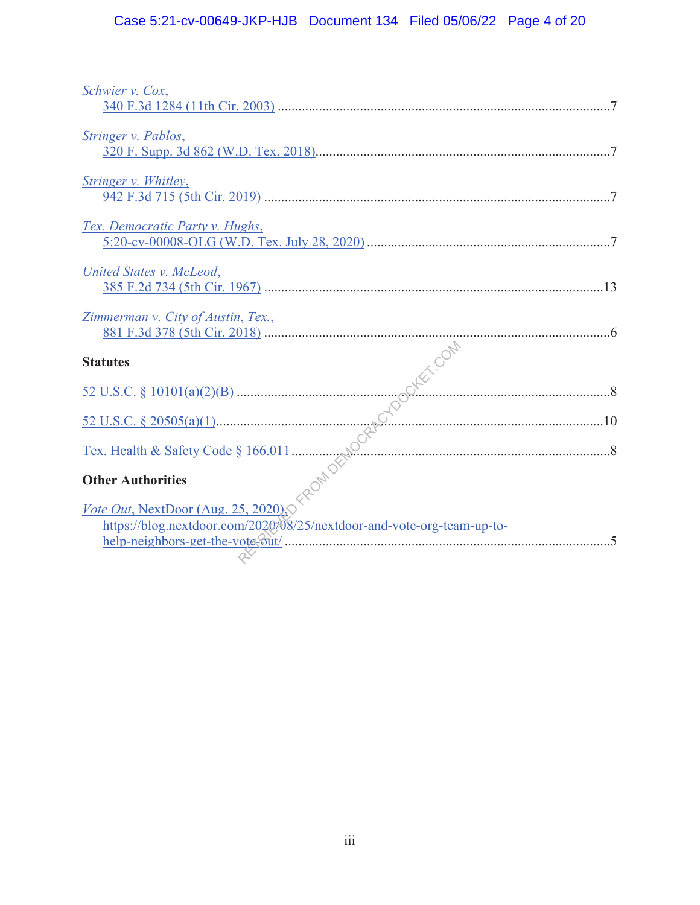*Schwier v. Cox*,
340 F.3d 1284 (11th Cir. 2003) ....................................................................................7

*Stringer v. Pablos*,
320 F. Supp. 3d 862 (W.D. Tex. 2018)...........................................................................7

*Stringer v. Whitley*,
942 F.3d 715 (5th Cir. 2019) ........................................................................................7

*Tex. Democratic Party v. Hughs*,
5:20-cv-00008-OLG (W.D. Tex. July 28, 2020) ............................................................7

*United States v. McLeod*,
385 F.2d 734 (5th Cir. 1967) ........................................................................................13

*Zimmerman v. City of Austin, Tex.*,
881 F.3d 378 (5th Cir. 2018) ........................................................................................6

**Statutes**

52 U.S.C. § 10101(a)(2)(B) .................................................................................................8

52 U.S.C. § 20505(a)(1).....................................................................................................10

Tex. Health & Safety Code § 166.011 ................................................................................8

**Other Authorities**

*Vote Out*, NextDoor (Aug. 25, 2020),
https://blog.nextdoor.com/2020/08/25/nextdoor-and-vote-org-team-up-to-help-neighbors-get-the-vote-out/ ..........................................................................................5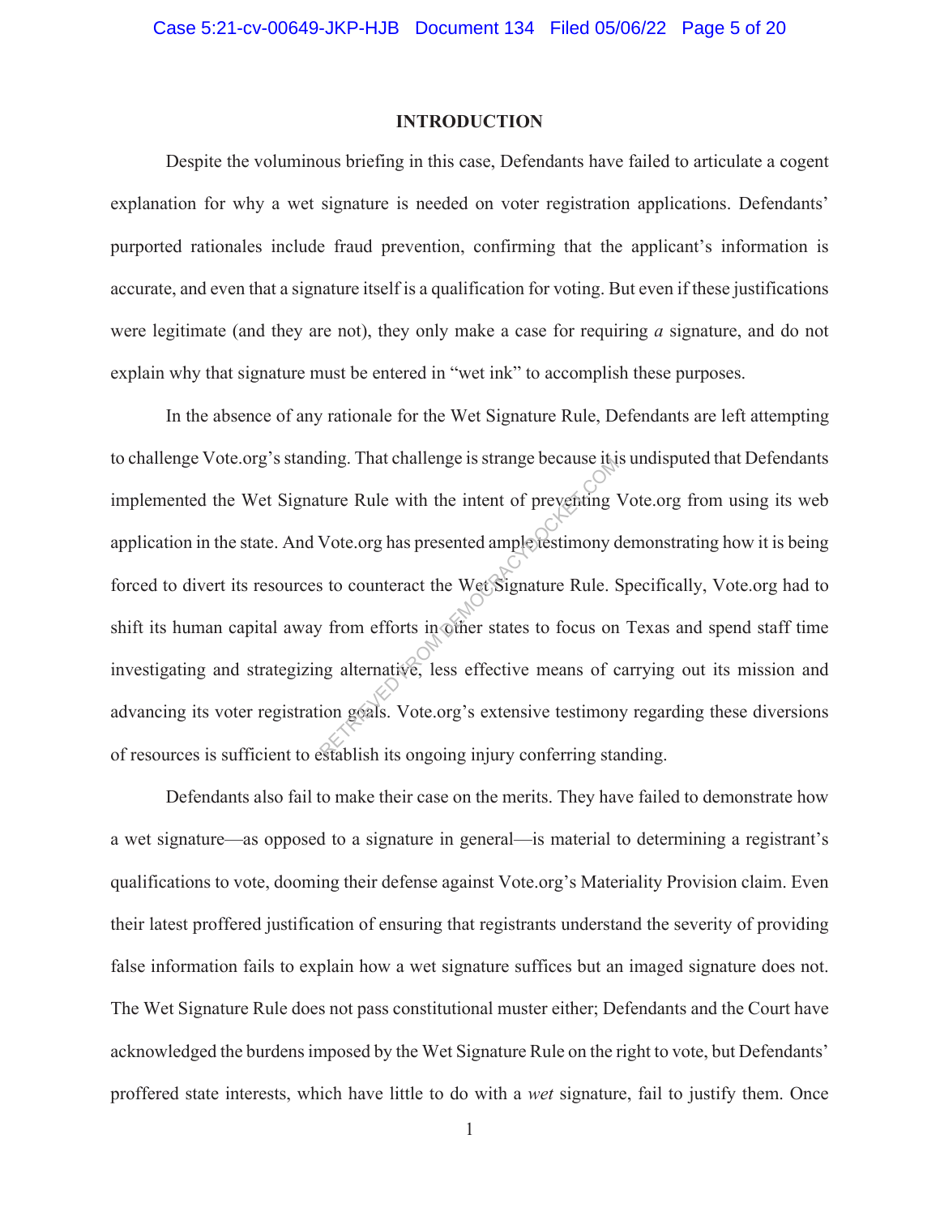## INTRODUCTION

Despite the voluminous briefing in this case, Defendants have failed to articulate a cogent explanation for why a wet signature is needed on voter registration applications. Defendants' purported rationales include fraud prevention, confirming that the applicant's information is accurate, and even that a signature itself is a qualification for voting. But even if these justifications were legitimate (and they are not), they only make a case for requiring *a* signature, and do not explain why that signature must be entered in "wet ink" to accomplish these purposes.

In the absence of any rationale for the Wet Signature Rule, Defendants are left attempting to challenge Vote.org's standing. That challenge is strange because it is undisputed that Defendants implemented the Wet Signature Rule with the intent of preventing Vote.org from using its web application in the state. And Vote.org has presented ample testimony demonstrating how it is being forced to divert its resources to counteract the Wet Signature Rule. Specifically, Vote.org had to shift its human capital away from efforts in other states to focus on Texas and spend staff time investigating and strategizing alternative, less effective means of carrying out its mission and advancing its voter registration goals. Vote.org's extensive testimony regarding these diversions of resources is sufficient to establish its ongoing injury conferring standing.

Defendants also fail to make their case on the merits. They have failed to demonstrate how a wet signature—as opposed to a signature in general—is material to determining a registrant's qualifications to vote, dooming their defense against Vote.org's Materiality Provision claim. Even their latest proffered justification of ensuring that registrants understand the severity of providing false information fails to explain how a wet signature suffices but an imaged signature does not. The Wet Signature Rule does not pass constitutional muster either; Defendants and the Court have acknowledged the burdens imposed by the Wet Signature Rule on the right to vote, but Defendants' proffered state interests, which have little to do with a *wet* signature, fail to justify them. Once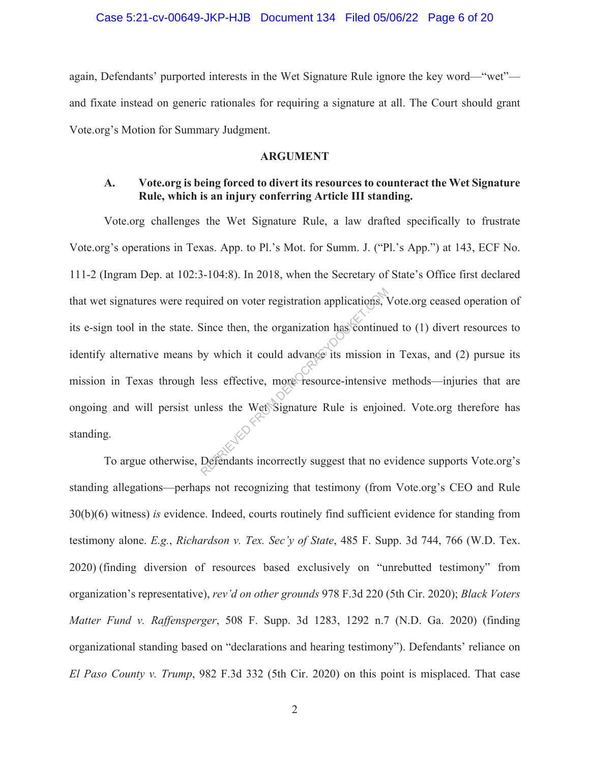again, Defendants' purported interests in the Wet Signature Rule ignore the key word—"wet"—and fixate instead on generic rationales for requiring a signature at all. The Court should grant Vote.org's Motion for Summary Judgment.

## ARGUMENT

### A. Vote.org is being forced to divert its resources to counteract the Wet Signature Rule, which is an injury conferring Article III standing.

Vote.org challenges the Wet Signature Rule, a law drafted specifically to frustrate Vote.org's operations in Texas. App. to Pl.'s Mot. for Summ. J. ("Pl.'s App.") at 143, ECF No. 111-2 (Ingram Dep. at 102:3-104:8). In 2018, when the Secretary of State's Office first declared that wet signatures were required on voter registration applications, Vote.org ceased operation of its e-sign tool in the state. Since then, the organization has continued to (1) divert resources to identify alternative means by which it could advance its mission in Texas, and (2) pursue its mission in Texas through less effective, more resource-intensive methods—injuries that are ongoing and will persist unless the Wet Signature Rule is enjoined. Vote.org therefore has standing.

To argue otherwise, Defendants incorrectly suggest that no evidence supports Vote.org's standing allegations—perhaps not recognizing that testimony (from Vote.org's CEO and Rule 30(b)(6) witness) *is* evidence. Indeed, courts routinely find sufficient evidence for standing from testimony alone. *E.g.*, *Richardson v. Tex. Sec'y of State*, 485 F. Supp. 3d 744, 766 (W.D. Tex. 2020) (finding diversion of resources based exclusively on "unrebutted testimony" from organization's representative), *rev'd on other grounds* 978 F.3d 220 (5th Cir. 2020); *Black Voters Matter Fund v. Raffensperger*, 508 F. Supp. 3d 1283, 1292 n.7 (N.D. Ga. 2020) (finding organizational standing based on "declarations and hearing testimony"). Defendants' reliance on *El Paso County v. Trump*, 982 F.3d 332 (5th Cir. 2020) on this point is misplaced. That case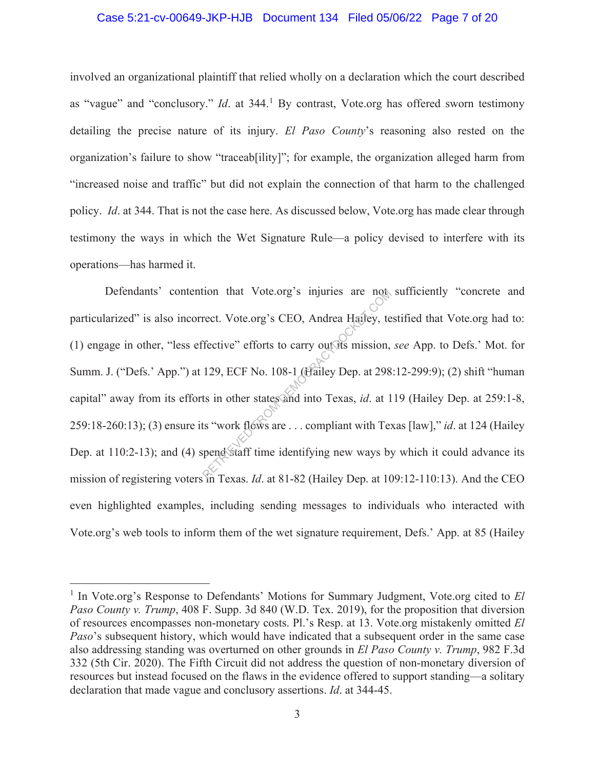involved an organizational plaintiff that relied wholly on a declaration which the court described as "vague" and "conclusory." *Id*. at 344.[1] By contrast, Vote.org has offered sworn testimony detailing the precise nature of its injury. *El Paso County*'s reasoning also rested on the organization's failure to show "traceab[ility]"; for example, the organization alleged harm from "increased noise and traffic" but did not explain the connection of that harm to the challenged policy. *Id*. at 344. That is not the case here. As discussed below, Vote.org has made clear through testimony the ways in which the Wet Signature Rule—a policy devised to interfere with its operations—has harmed it.

Defendants' contention that Vote.org's injuries are not sufficiently "concrete and particularized" is also incorrect. Vote.org's CEO, Andrea Hailey, testified that Vote.org had to: (1) engage in other, "less effective" efforts to carry out its mission, *see* App. to Defs.' Mot. for Summ. J. ("Defs.' App.") at 129, ECF No. 108-1 (Hailey Dep. at 298:12-299:9); (2) shift "human capital" away from its efforts in other states and into Texas, *id*. at 119 (Hailey Dep. at 259:1-8, 259:18-260:13); (3) ensure its "work flows are . . . compliant with Texas [law]," *id*. at 124 (Hailey Dep. at 110:2-13); and (4) spend staff time identifying new ways by which it could advance its mission of registering voters in Texas. *Id*. at 81-82 (Hailey Dep. at 109:12-110:13). And the CEO even highlighted examples, including sending messages to individuals who interacted with Vote.org's web tools to inform them of the wet signature requirement, Defs.' App. at 85 (Hailey

---

[1] In Vote.org's Response to Defendants' Motions for Summary Judgment, Vote.org cited to *El Paso County v. Trump*, 408 F. Supp. 3d 840 (W.D. Tex. 2019), for the proposition that diversion of resources encompasses non-monetary costs. Pl.'s Resp. at 13. Vote.org mistakenly omitted *El Paso*'s subsequent history, which would have indicated that a subsequent order in the same case also addressing standing was overturned on other grounds in *El Paso County v. Trump*, 982 F.3d 332 (5th Cir. 2020). The Fifth Circuit did not address the question of non-monetary diversion of resources but instead focused on the flaws in the evidence offered to support standing—a solitary declaration that made vague and conclusory assertions. *Id*. at 344-45.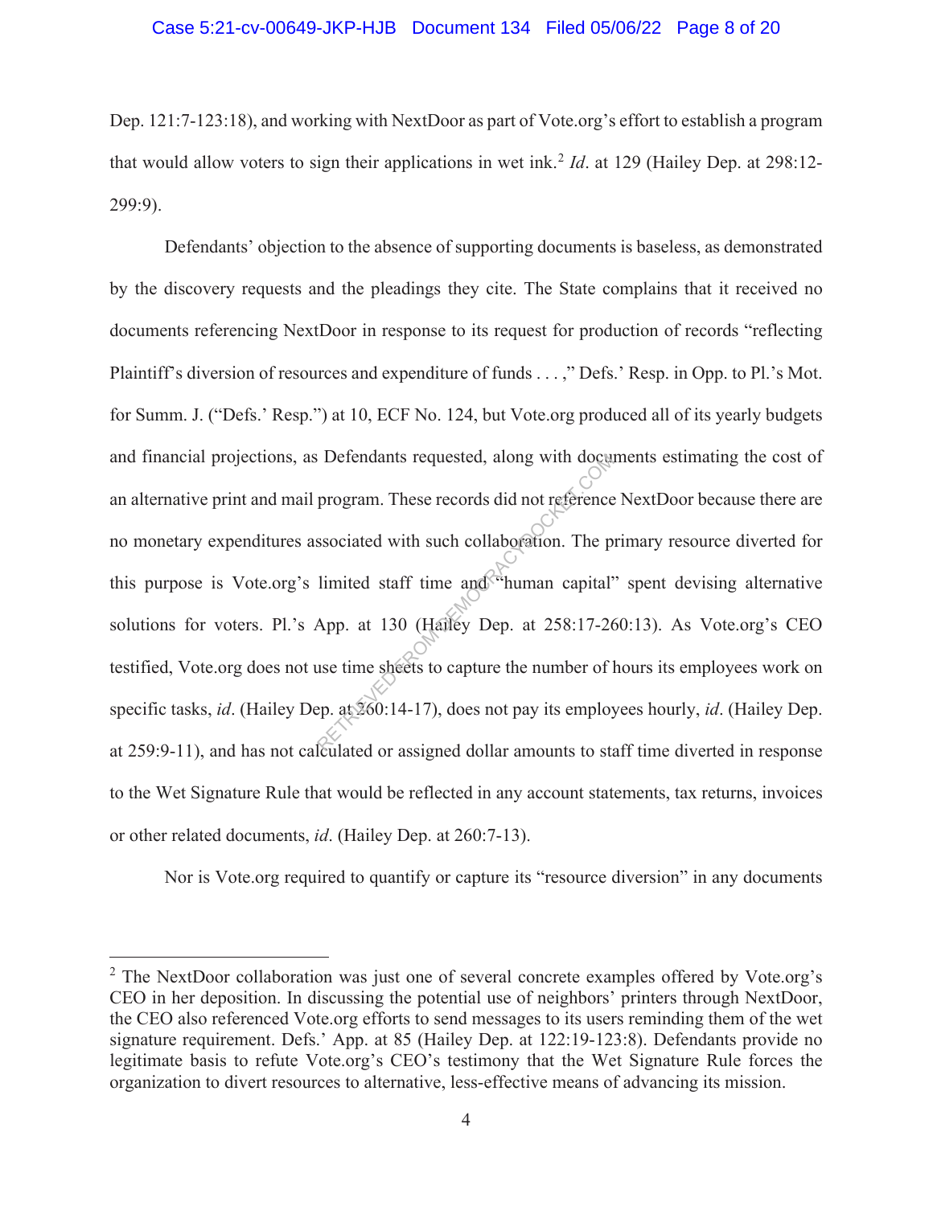Dep. 121:7-123:18), and working with NextDoor as part of Vote.org's effort to establish a program that would allow voters to sign their applications in wet ink.[2] *Id*. at 129 (Hailey Dep. at 298:12-299:9).

Defendants' objection to the absence of supporting documents is baseless, as demonstrated by the discovery requests and the pleadings they cite. The State complains that it received no documents referencing NextDoor in response to its request for production of records "reflecting Plaintiff's diversion of resources and expenditure of funds . . . ," Defs.' Resp. in Opp. to Pl.'s Mot. for Summ. J. ("Defs.' Resp.") at 10, ECF No. 124, but Vote.org produced all of its yearly budgets and financial projections, as Defendants requested, along with documents estimating the cost of an alternative print and mail program. These records did not reference NextDoor because there are no monetary expenditures associated with such collaboration. The primary resource diverted for this purpose is Vote.org's limited staff time and "human capital" spent devising alternative solutions for voters. Pl.'s App. at 130 (Hailey Dep. at 258:17-260:13). As Vote.org's CEO testified, Vote.org does not use time sheets to capture the number of hours its employees work on specific tasks, *id*. (Hailey Dep. at 260:14-17), does not pay its employees hourly, *id*. (Hailey Dep. at 259:9-11), and has not calculated or assigned dollar amounts to staff time diverted in response to the Wet Signature Rule that would be reflected in any account statements, tax returns, invoices or other related documents, *id*. (Hailey Dep. at 260:7-13).

Nor is Vote.org required to quantify or capture its "resource diversion" in any documents

---

[2] The NextDoor collaboration was just one of several concrete examples offered by Vote.org's CEO in her deposition. In discussing the potential use of neighbors' printers through NextDoor, the CEO also referenced Vote.org efforts to send messages to its users reminding them of the wet signature requirement. Defs.' App. at 85 (Hailey Dep. at 122:19-123:8). Defendants provide no legitimate basis to refute Vote.org's CEO's testimony that the Wet Signature Rule forces the organization to divert resources to alternative, less-effective means of advancing its mission.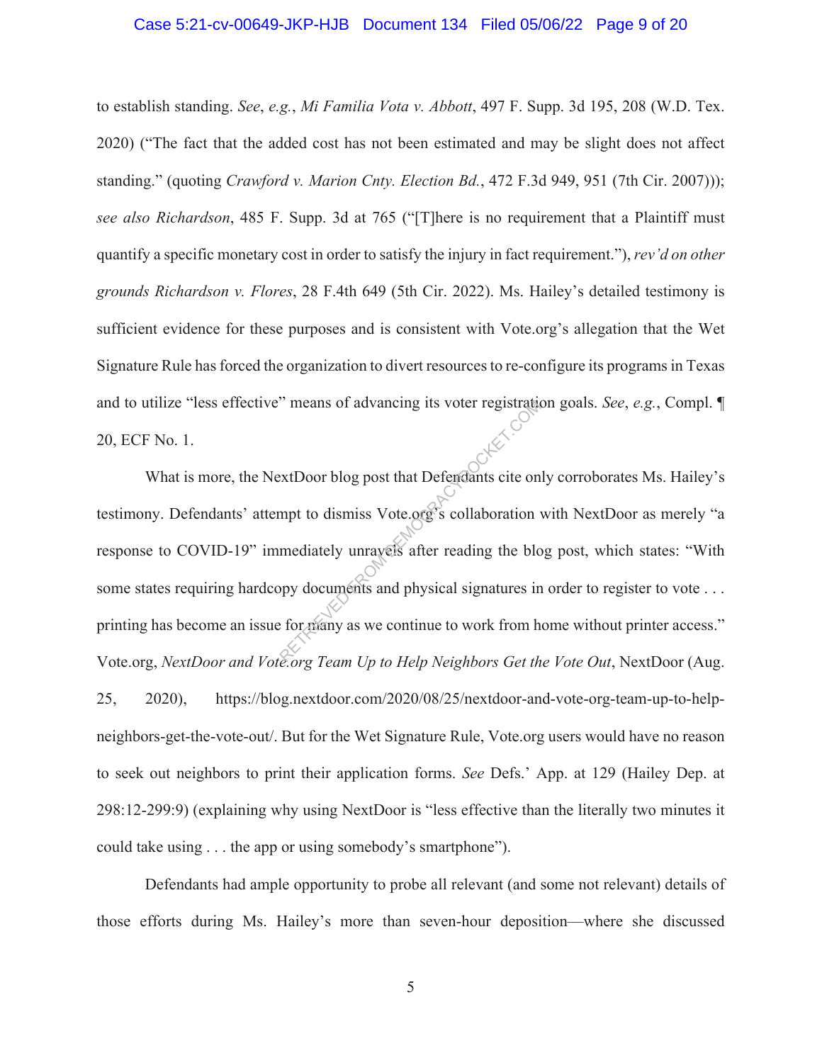to establish standing. *See*, *e.g.*, *Mi Familia Vota v. Abbott*, 497 F. Supp. 3d 195, 208 (W.D. Tex. 2020) ("The fact that the added cost has not been estimated and may be slight does not affect standing." (quoting *Crawford v. Marion Cnty. Election Bd.*, 472 F.3d 949, 951 (7th Cir. 2007))); *see also Richardson*, 485 F. Supp. 3d at 765 ("[T]here is no requirement that a Plaintiff must quantify a specific monetary cost in order to satisfy the injury in fact requirement."), *rev'd on other grounds Richardson v. Flores*, 28 F.4th 649 (5th Cir. 2022). Ms. Hailey's detailed testimony is sufficient evidence for these purposes and is consistent with Vote.org's allegation that the Wet Signature Rule has forced the organization to divert resources to re-configure its programs in Texas and to utilize "less effective" means of advancing its voter registration goals. *See*, *e.g.*, Compl. ¶ 20, ECF No. 1.

What is more, the NextDoor blog post that Defendants cite only corroborates Ms. Hailey's testimony. Defendants' attempt to dismiss Vote.org's collaboration with NextDoor as merely "a response to COVID-19" immediately unravels after reading the blog post, which states: "With some states requiring hardcopy documents and physical signatures in order to register to vote . . . printing has become an issue for many as we continue to work from home without printer access." Vote.org, *NextDoor and Vote.org Team Up to Help Neighbors Get the Vote Out*, NextDoor (Aug. 25, 2020), https://blog.nextdoor.com/2020/08/25/nextdoor-and-vote-org-team-up-to-help-neighbors-get-the-vote-out/. But for the Wet Signature Rule, Vote.org users would have no reason to seek out neighbors to print their application forms. *See* Defs.' App. at 129 (Hailey Dep. at 298:12-299:9) (explaining why using NextDoor is "less effective than the literally two minutes it could take using . . . the app or using somebody's smartphone").

Defendants had ample opportunity to probe all relevant (and some not relevant) details of those efforts during Ms. Hailey's more than seven-hour deposition—where she discussed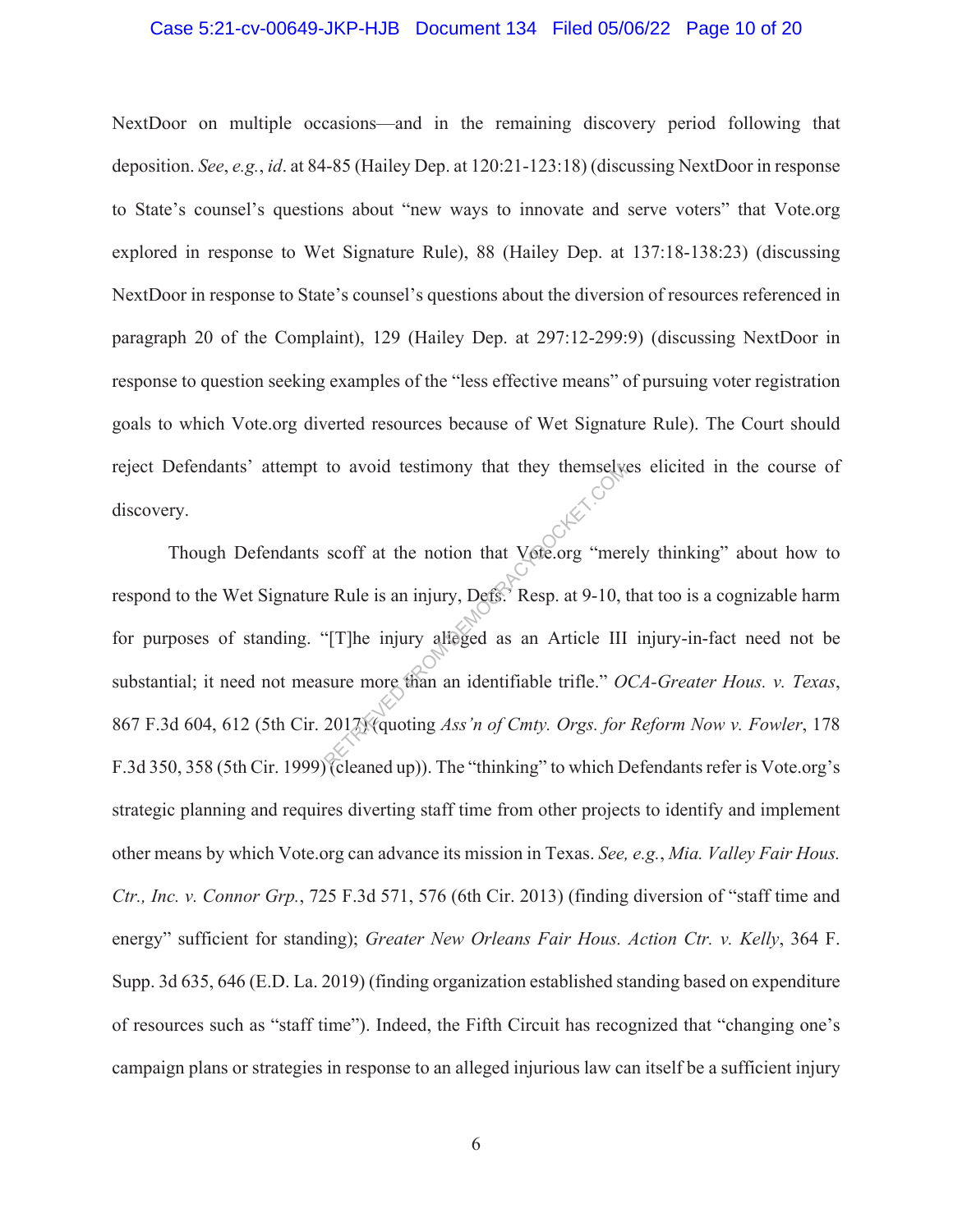NextDoor on multiple occasions—and in the remaining discovery period following that deposition. *See*, *e.g.*, *id*. at 84-85 (Hailey Dep. at 120:21-123:18) (discussing NextDoor in response to State's counsel's questions about "new ways to innovate and serve voters" that Vote.org explored in response to Wet Signature Rule), 88 (Hailey Dep. at 137:18-138:23) (discussing NextDoor in response to State's counsel's questions about the diversion of resources referenced in paragraph 20 of the Complaint), 129 (Hailey Dep. at 297:12-299:9) (discussing NextDoor in response to question seeking examples of the "less effective means" of pursuing voter registration goals to which Vote.org diverted resources because of Wet Signature Rule). The Court should reject Defendants' attempt to avoid testimony that they themselves elicited in the course of discovery.

Though Defendants scoff at the notion that Vote.org "merely thinking" about how to respond to the Wet Signature Rule is an injury, Defs.' Resp. at 9-10, that too is a cognizable harm for purposes of standing. "[T]he injury alleged as an Article III injury-in-fact need not be substantial; it need not measure more than an identifiable trifle." *OCA-Greater Hous. v. Texas*, 867 F.3d 604, 612 (5th Cir. 2017) (quoting *Ass'n of Cmty. Orgs. for Reform Now v. Fowler*, 178 F.3d 350, 358 (5th Cir. 1999) (cleaned up)). The "thinking" to which Defendants refer is Vote.org's strategic planning and requires diverting staff time from other projects to identify and implement other means by which Vote.org can advance its mission in Texas. *See, e.g.*, *Mia. Valley Fair Hous. Ctr., Inc. v. Connor Grp.*, 725 F.3d 571, 576 (6th Cir. 2013) (finding diversion of "staff time and energy" sufficient for standing); *Greater New Orleans Fair Hous. Action Ctr. v. Kelly*, 364 F. Supp. 3d 635, 646 (E.D. La. 2019) (finding organization established standing based on expenditure of resources such as "staff time"). Indeed, the Fifth Circuit has recognized that "changing one's campaign plans or strategies in response to an alleged injurious law can itself be a sufficient injury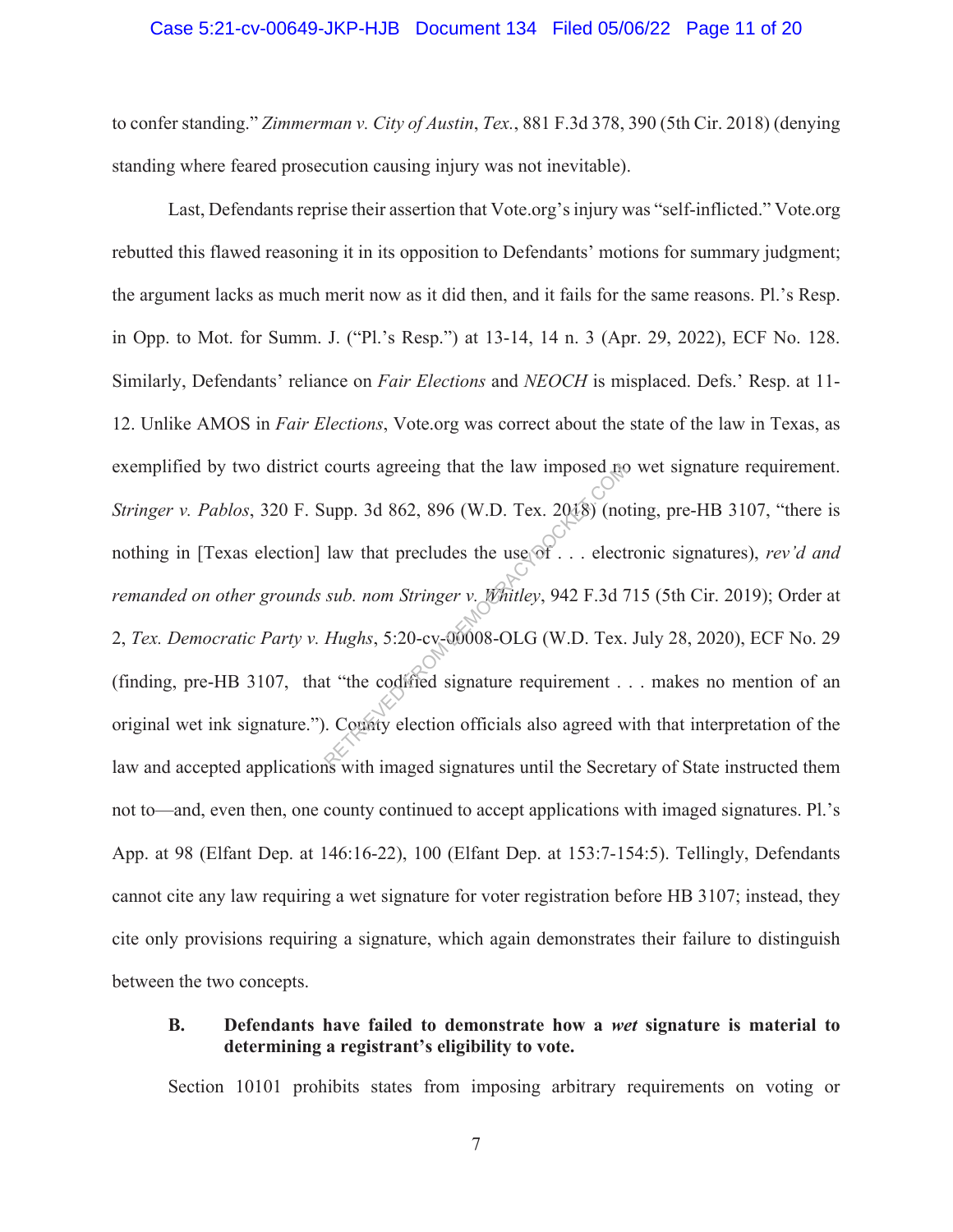to confer standing." *Zimmerman v. City of Austin*, *Tex.*, 881 F.3d 378, 390 (5th Cir. 2018) (denying standing where feared prosecution causing injury was not inevitable).

Last, Defendants reprise their assertion that Vote.org's injury was "self-inflicted." Vote.org rebutted this flawed reasoning it in its opposition to Defendants' motions for summary judgment; the argument lacks as much merit now as it did then, and it fails for the same reasons. Pl.'s Resp. in Opp. to Mot. for Summ. J. ("Pl.'s Resp.") at 13-14, 14 n. 3 (Apr. 29, 2022), ECF No. 128. Similarly, Defendants' reliance on *Fair Elections* and *NEOCH* is misplaced. Defs.' Resp. at 11-12. Unlike AMOS in *Fair Elections*, Vote.org was correct about the state of the law in Texas, as exemplified by two district courts agreeing that the law imposed no wet signature requirement. *Stringer v. Pablos*, 320 F. Supp. 3d 862, 896 (W.D. Tex. 2018) (noting, pre-HB 3107, "there is nothing in [Texas election] law that precludes the use of . . . electronic signatures), *rev'd and remanded on other grounds sub. nom Stringer v. Whitley*, 942 F.3d 715 (5th Cir. 2019); Order at 2, *Tex. Democratic Party v. Hughs*, 5:20-cv-00008-OLG (W.D. Tex. July 28, 2020), ECF No. 29 (finding, pre-HB 3107, that "the codified signature requirement . . . makes no mention of an original wet ink signature."). County election officials also agreed with that interpretation of the law and accepted applications with imaged signatures until the Secretary of State instructed them not to—and, even then, one county continued to accept applications with imaged signatures. Pl.'s App. at 98 (Elfant Dep. at 146:16-22), 100 (Elfant Dep. at 153:7-154:5). Tellingly, Defendants cannot cite any law requiring a wet signature for voter registration before HB 3107; instead, they cite only provisions requiring a signature, which again demonstrates their failure to distinguish between the two concepts.

### B. Defendants have failed to demonstrate how a *wet* signature is material to determining a registrant's eligibility to vote.

Section 10101 prohibits states from imposing arbitrary requirements on voting or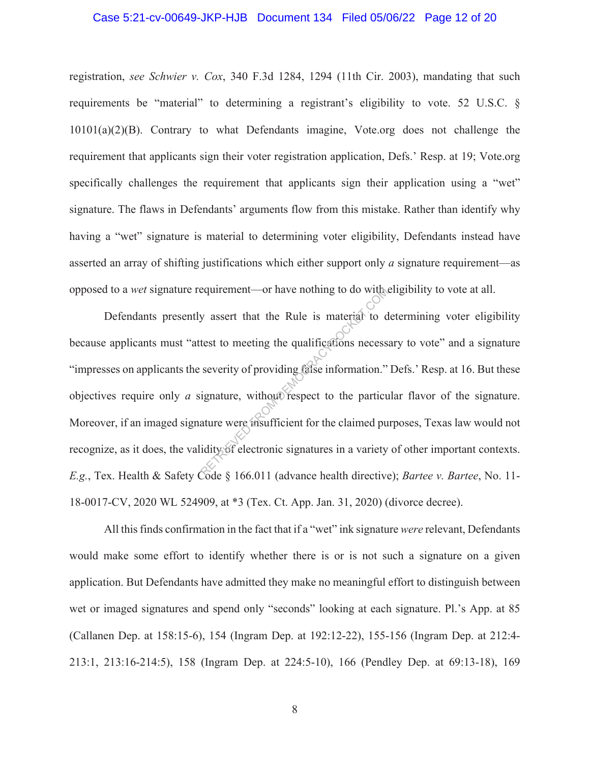registration, *see Schwier v. Cox*, 340 F.3d 1284, 1294 (11th Cir. 2003), mandating that such requirements be "material" to determining a registrant's eligibility to vote. 52 U.S.C. § 10101(a)(2)(B). Contrary to what Defendants imagine, Vote.org does not challenge the requirement that applicants sign their voter registration application, Defs.' Resp. at 19; Vote.org specifically challenges the requirement that applicants sign their application using a "wet" signature. The flaws in Defendants' arguments flow from this mistake. Rather than identify why having a "wet" signature is material to determining voter eligibility, Defendants instead have asserted an array of shifting justifications which either support only *a* signature requirement—as opposed to a *wet* signature requirement—or have nothing to do with eligibility to vote at all.

Defendants presently assert that the Rule is material to determining voter eligibility because applicants must "attest to meeting the qualifications necessary to vote" and a signature "impresses on applicants the severity of providing false information." Defs.' Resp. at 16. But these objectives require only *a* signature, without respect to the particular flavor of the signature. Moreover, if an imaged signature were insufficient for the claimed purposes, Texas law would not recognize, as it does, the validity of electronic signatures in a variety of other important contexts. *E.g.*, Tex. Health & Safety Code § 166.011 (advance health directive); *Bartee v. Bartee*, No. 11-18-0017-CV, 2020 WL 524909, at *3 (Tex. Ct. App. Jan. 31, 2020) (divorce decree).

All this finds confirmation in the fact that if a "wet" ink signature *were* relevant, Defendants would make some effort to identify whether there is or is not such a signature on a given application. But Defendants have admitted they make no meaningful effort to distinguish between wet or imaged signatures and spend only "seconds" looking at each signature. Pl.'s App. at 85 (Callanen Dep. at 158:15-6), 154 (Ingram Dep. at 192:12-22), 155-156 (Ingram Dep. at 212:4-213:1, 213:16-214:5), 158 (Ingram Dep. at 224:5-10), 166 (Pendley Dep. at 69:13-18), 169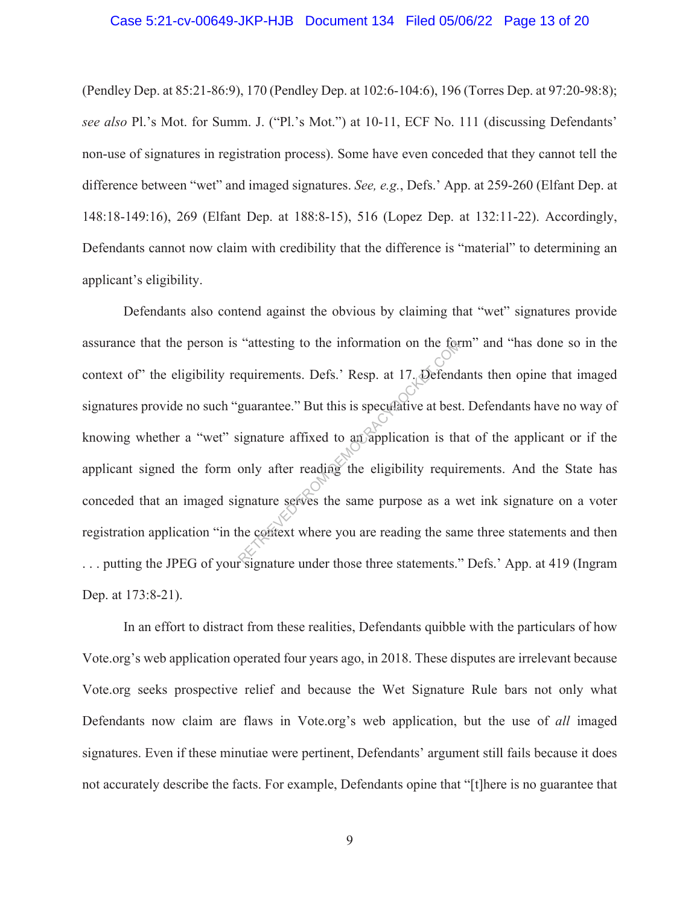(Pendley Dep. at 85:21-86:9), 170 (Pendley Dep. at 102:6-104:6), 196 (Torres Dep. at 97:20-98:8); *see also* Pl.'s Mot. for Summ. J. ("Pl.'s Mot.") at 10-11, ECF No. 111 (discussing Defendants' non-use of signatures in registration process). Some have even conceded that they cannot tell the difference between "wet" and imaged signatures. *See, e.g.*, Defs.' App. at 259-260 (Elfant Dep. at 148:18-149:16), 269 (Elfant Dep. at 188:8-15), 516 (Lopez Dep. at 132:11-22). Accordingly, Defendants cannot now claim with credibility that the difference is "material" to determining an applicant's eligibility.

Defendants also contend against the obvious by claiming that "wet" signatures provide assurance that the person is "attesting to the information on the form" and "has done so in the context of" the eligibility requirements. Defs.' Resp. at 17. Defendants then opine that imaged signatures provide no such "guarantee." But this is speculative at best. Defendants have no way of knowing whether a "wet" signature affixed to an application is that of the applicant or if the applicant signed the form only after reading the eligibility requirements. And the State has conceded that an imaged signature serves the same purpose as a wet ink signature on a voter registration application "in the context where you are reading the same three statements and then . . . putting the JPEG of your signature under those three statements." Defs.' App. at 419 (Ingram Dep. at 173:8-21).

In an effort to distract from these realities, Defendants quibble with the particulars of how Vote.org's web application operated four years ago, in 2018. These disputes are irrelevant because Vote.org seeks prospective relief and because the Wet Signature Rule bars not only what Defendants now claim are flaws in Vote.org's web application, but the use of *all* imaged signatures. Even if these minutiae were pertinent, Defendants' argument still fails because it does not accurately describe the facts. For example, Defendants opine that "[t]here is no guarantee that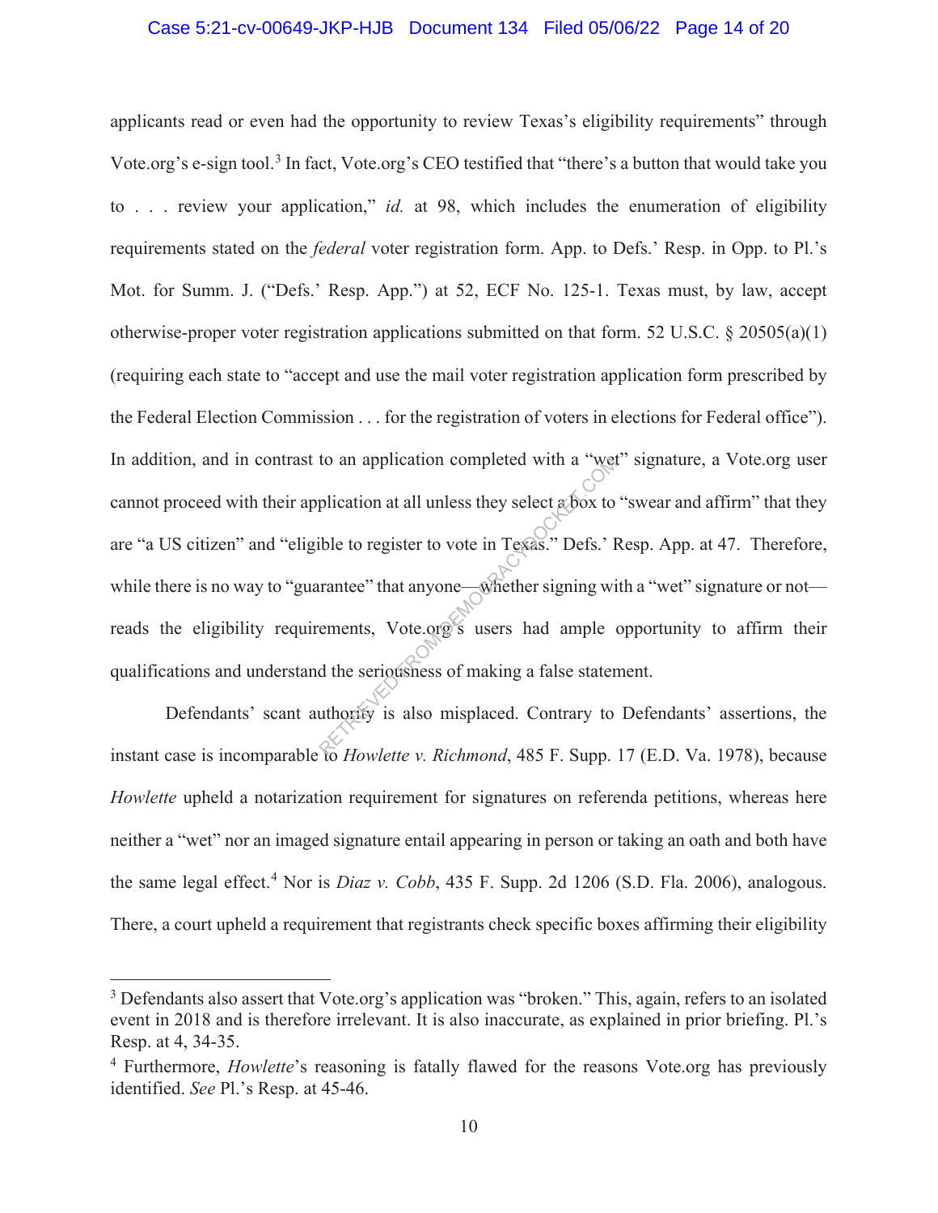applicants read or even had the opportunity to review Texas's eligibility requirements" through Vote.org's e-sign tool.[3] In fact, Vote.org's CEO testified that "there's a button that would take you to . . . review your application," *id.* at 98, which includes the enumeration of eligibility requirements stated on the *federal* voter registration form. App. to Defs.' Resp. in Opp. to Pl.'s Mot. for Summ. J. ("Defs.' Resp. App.") at 52, ECF No. 125-1. Texas must, by law, accept otherwise-proper voter registration applications submitted on that form. 52 U.S.C. § 20505(a)(1) (requiring each state to "accept and use the mail voter registration application form prescribed by the Federal Election Commission . . . for the registration of voters in elections for Federal office"). In addition, and in contrast to an application completed with a "wet" signature, a Vote.org user cannot proceed with their application at all unless they select a box to "swear and affirm" that they are "a US citizen" and "eligible to register to vote in Texas." Defs.' Resp. App. at 47. Therefore, while there is no way to "guarantee" that anyone—whether signing with a "wet" signature or not—reads the eligibility requirements, Vote.org's users had ample opportunity to affirm their qualifications and understand the seriousness of making a false statement.

Defendants' scant authority is also misplaced. Contrary to Defendants' assertions, the instant case is incomparable to *Howlette v. Richmond*, 485 F. Supp. 17 (E.D. Va. 1978), because *Howlette* upheld a notarization requirement for signatures on referenda petitions, whereas here neither a "wet" nor an imaged signature entail appearing in person or taking an oath and both have the same legal effect.[4] Nor is *Diaz v. Cobb*, 435 F. Supp. 2d 1206 (S.D. Fla. 2006), analogous. There, a court upheld a requirement that registrants check specific boxes affirming their eligibility

---

[3] Defendants also assert that Vote.org's application was "broken." This, again, refers to an isolated event in 2018 and is therefore irrelevant. It is also inaccurate, as explained in prior briefing. Pl.'s Resp. at 4, 34-35.

[4] Furthermore, *Howlette*'s reasoning is fatally flawed for the reasons Vote.org has previously identified. *See* Pl.'s Resp. at 45-46.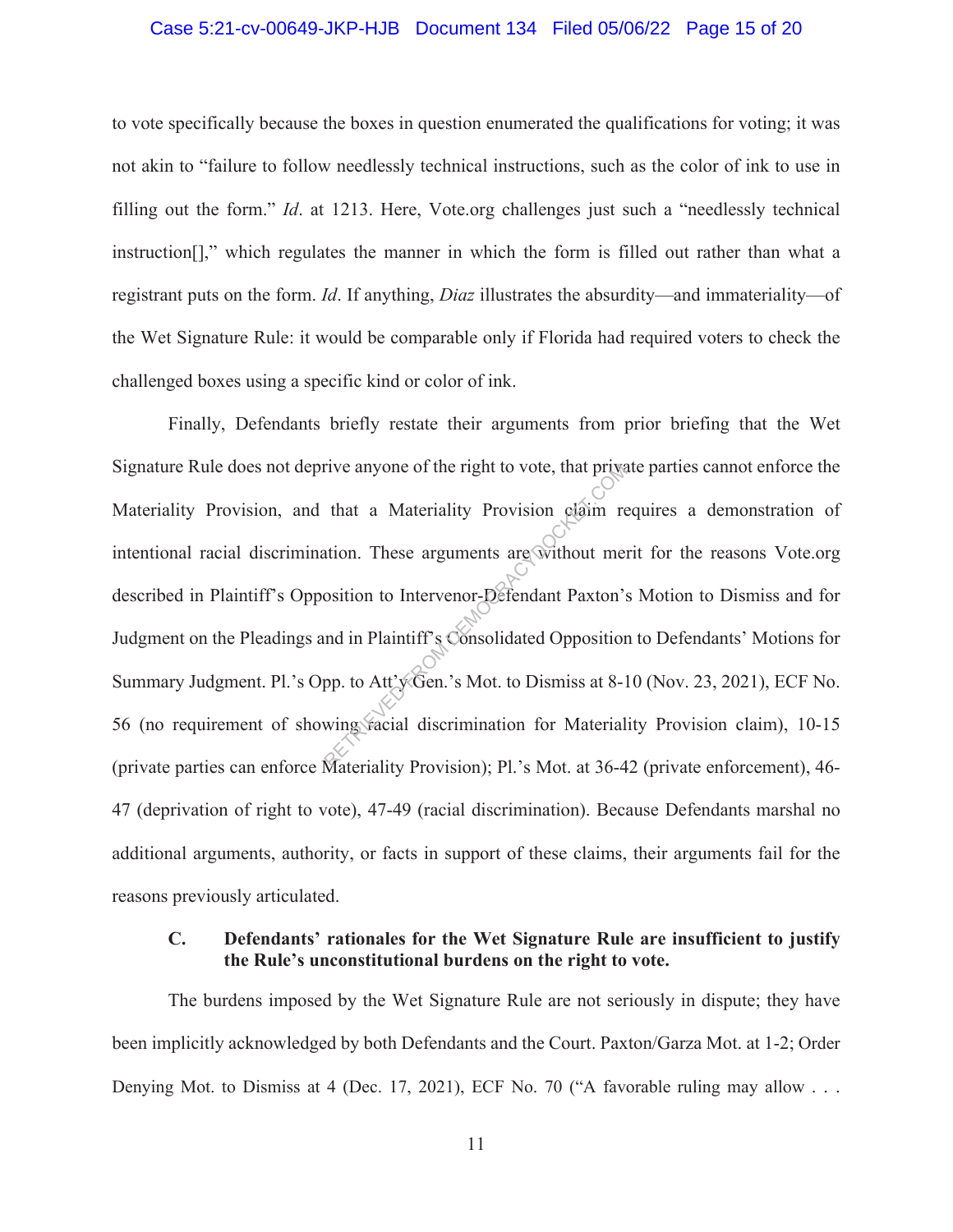to vote specifically because the boxes in question enumerated the qualifications for voting; it was not akin to "failure to follow needlessly technical instructions, such as the color of ink to use in filling out the form." *Id*. at 1213. Here, Vote.org challenges just such a "needlessly technical instruction[]," which regulates the manner in which the form is filled out rather than what a registrant puts on the form. *Id*. If anything, *Diaz* illustrates the absurdity—and immateriality—of the Wet Signature Rule: it would be comparable only if Florida had required voters to check the challenged boxes using a specific kind or color of ink.

Finally, Defendants briefly restate their arguments from prior briefing that the Wet Signature Rule does not deprive anyone of the right to vote, that private parties cannot enforce the Materiality Provision, and that a Materiality Provision claim requires a demonstration of intentional racial discrimination. These arguments are without merit for the reasons Vote.org described in Plaintiff's Opposition to Intervenor-Defendant Paxton's Motion to Dismiss and for Judgment on the Pleadings and in Plaintiff's Consolidated Opposition to Defendants' Motions for Summary Judgment. Pl.'s Opp. to Att'y Gen.'s Mot. to Dismiss at 8-10 (Nov. 23, 2021), ECF No. 56 (no requirement of showing racial discrimination for Materiality Provision claim), 10-15 (private parties can enforce Materiality Provision); Pl.'s Mot. at 36-42 (private enforcement), 46-47 (deprivation of right to vote), 47-49 (racial discrimination). Because Defendants marshal no additional arguments, authority, or facts in support of these claims, their arguments fail for the reasons previously articulated.

### C. Defendants' rationales for the Wet Signature Rule are insufficient to justify the Rule's unconstitutional burdens on the right to vote.

The burdens imposed by the Wet Signature Rule are not seriously in dispute; they have been implicitly acknowledged by both Defendants and the Court. Paxton/Garza Mot. at 1-2; Order Denying Mot. to Dismiss at 4 (Dec. 17, 2021), ECF No. 70 ("A favorable ruling may allow . . .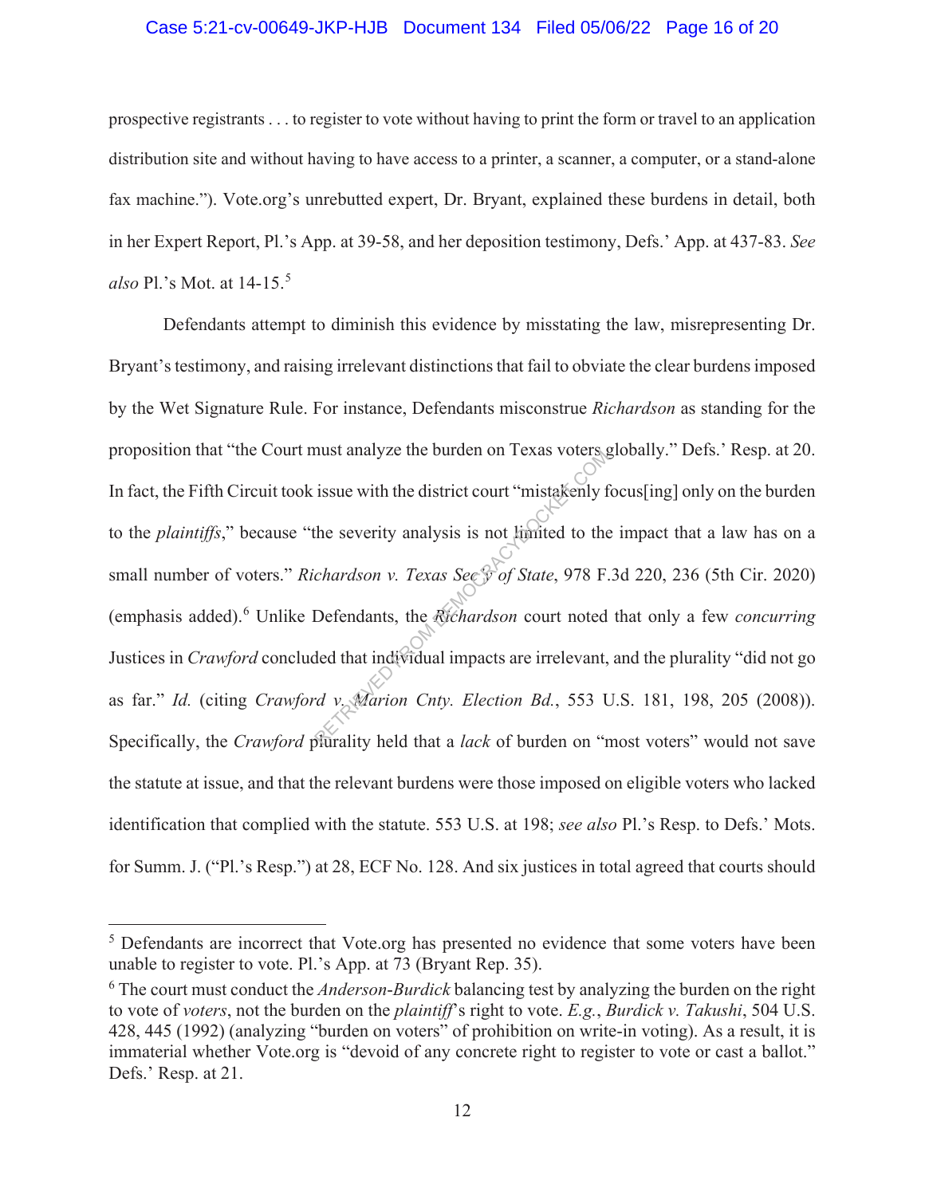prospective registrants . . . to register to vote without having to print the form or travel to an application distribution site and without having to have access to a printer, a scanner, a computer, or a stand-alone fax machine."). Vote.org's unrebutted expert, Dr. Bryant, explained these burdens in detail, both in her Expert Report, Pl.'s App. at 39-58, and her deposition testimony, Defs.' App. at 437-83. *See also* Pl.'s Mot. at 14-15.[5]

Defendants attempt to diminish this evidence by misstating the law, misrepresenting Dr. Bryant's testimony, and raising irrelevant distinctions that fail to obviate the clear burdens imposed by the Wet Signature Rule. For instance, Defendants misconstrue *Richardson* as standing for the proposition that "the Court must analyze the burden on Texas voters globally." Defs.' Resp. at 20. In fact, the Fifth Circuit took issue with the district court "mistakenly focus[ing] only on the burden to the *plaintiffs*," because "the severity analysis is not limited to the impact that a law has on a small number of voters." *Richardson v. Texas Sec'y of State*, 978 F.3d 220, 236 (5th Cir. 2020) (emphasis added).[6] Unlike Defendants, the *Richardson* court noted that only a few *concurring* Justices in *Crawford* concluded that individual impacts are irrelevant, and the plurality "did not go as far." *Id.* (citing *Crawford v. Marion Cnty. Election Bd.*, 553 U.S. 181, 198, 205 (2008)). Specifically, the *Crawford* plurality held that a *lack* of burden on "most voters" would not save the statute at issue, and that the relevant burdens were those imposed on eligible voters who lacked identification that complied with the statute. 553 U.S. at 198; *see also* Pl.'s Resp. to Defs.' Mots. for Summ. J. ("Pl.'s Resp.") at 28, ECF No. 128. And six justices in total agreed that courts should

---

[5] Defendants are incorrect that Vote.org has presented no evidence that some voters have been unable to register to vote. Pl.'s App. at 73 (Bryant Rep. 35).

[6] The court must conduct the *Anderson-Burdick* balancing test by analyzing the burden on the right to vote of *voters*, not the burden on the *plaintiff*'s right to vote. *E.g.*, *Burdick v. Takushi*, 504 U.S. 428, 445 (1992) (analyzing "burden on voters" of prohibition on write-in voting). As a result, it is immaterial whether Vote.org is "devoid of any concrete right to register to vote or cast a ballot." Defs.' Resp. at 21.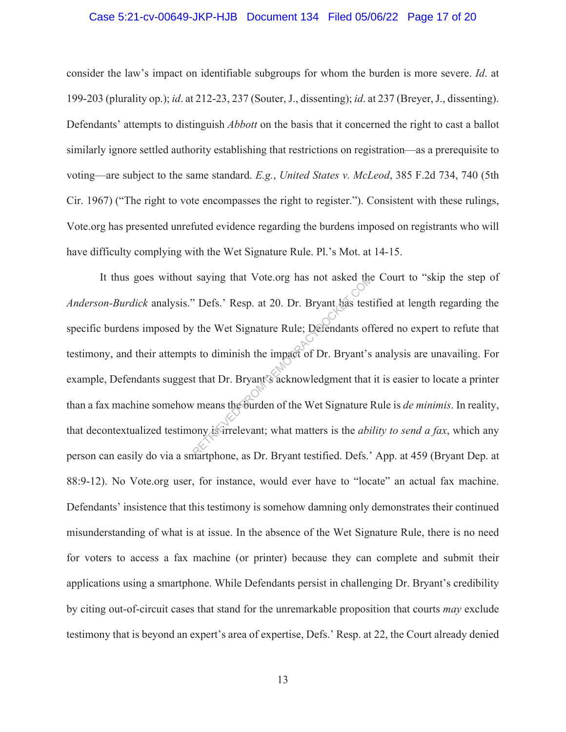consider the law's impact on identifiable subgroups for whom the burden is more severe. *Id*. at 199-203 (plurality op.); *id*. at 212-23, 237 (Souter, J., dissenting); *id*. at 237 (Breyer, J., dissenting). Defendants' attempts to distinguish *Abbott* on the basis that it concerned the right to cast a ballot similarly ignore settled authority establishing that restrictions on registration—as a prerequisite to voting—are subject to the same standard. *E.g.*, *United States v. McLeod*, 385 F.2d 734, 740 (5th Cir. 1967) ("The right to vote encompasses the right to register."). Consistent with these rulings, Vote.org has presented unrefuted evidence regarding the burdens imposed on registrants who will have difficulty complying with the Wet Signature Rule. Pl.'s Mot. at 14-15.

It thus goes without saying that Vote.org has not asked the Court to "skip the step of *Anderson-Burdick* analysis." Defs.' Resp. at 20. Dr. Bryant has testified at length regarding the specific burdens imposed by the Wet Signature Rule; Defendants offered no expert to refute that testimony, and their attempts to diminish the impact of Dr. Bryant's analysis are unavailing. For example, Defendants suggest that Dr. Bryant's acknowledgment that it is easier to locate a printer than a fax machine somehow means the burden of the Wet Signature Rule is *de minimis*. In reality, that decontextualized testimony is irrelevant; what matters is the *ability to send a fax*, which any person can easily do via a smartphone, as Dr. Bryant testified. Defs.' App. at 459 (Bryant Dep. at 88:9-12). No Vote.org user, for instance, would ever have to "locate" an actual fax machine. Defendants' insistence that this testimony is somehow damning only demonstrates their continued misunderstanding of what is at issue. In the absence of the Wet Signature Rule, there is no need for voters to access a fax machine (or printer) because they can complete and submit their applications using a smartphone. While Defendants persist in challenging Dr. Bryant's credibility by citing out-of-circuit cases that stand for the unremarkable proposition that courts *may* exclude testimony that is beyond an expert's area of expertise, Defs.' Resp. at 22, the Court already denied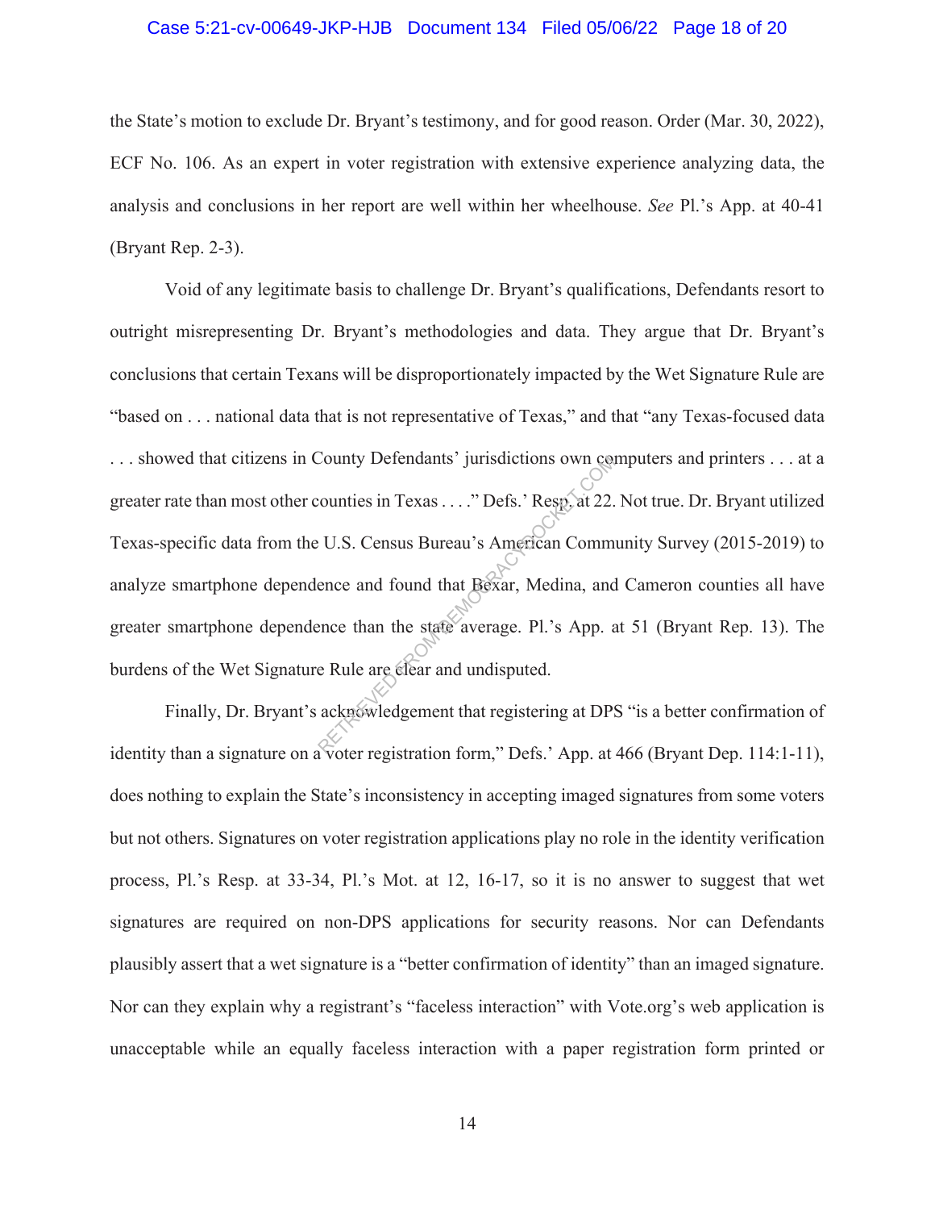the State's motion to exclude Dr. Bryant's testimony, and for good reason. Order (Mar. 30, 2022), ECF No. 106. As an expert in voter registration with extensive experience analyzing data, the analysis and conclusions in her report are well within her wheelhouse. *See* Pl.'s App. at 40-41 (Bryant Rep. 2-3).

Void of any legitimate basis to challenge Dr. Bryant's qualifications, Defendants resort to outright misrepresenting Dr. Bryant's methodologies and data. They argue that Dr. Bryant's conclusions that certain Texans will be disproportionately impacted by the Wet Signature Rule are "based on . . . national data that is not representative of Texas," and that "any Texas-focused data . . . showed that citizens in County Defendants' jurisdictions own computers and printers . . . at a greater rate than most other counties in Texas . . . ." Defs.' Resp. at 22. Not true. Dr. Bryant utilized Texas-specific data from the U.S. Census Bureau's American Community Survey (2015-2019) to analyze smartphone dependence and found that Bexar, Medina, and Cameron counties all have greater smartphone dependence than the state average. Pl.'s App. at 51 (Bryant Rep. 13). The burdens of the Wet Signature Rule are clear and undisputed.

Finally, Dr. Bryant's acknowledgement that registering at DPS "is a better confirmation of identity than a signature on a voter registration form," Defs.' App. at 466 (Bryant Dep. 114:1-11), does nothing to explain the State's inconsistency in accepting imaged signatures from some voters but not others. Signatures on voter registration applications play no role in the identity verification process, Pl.'s Resp. at 33-34, Pl.'s Mot. at 12, 16-17, so it is no answer to suggest that wet signatures are required on non-DPS applications for security reasons. Nor can Defendants plausibly assert that a wet signature is a "better confirmation of identity" than an imaged signature. Nor can they explain why a registrant's "faceless interaction" with Vote.org's web application is unacceptable while an equally faceless interaction with a paper registration form printed or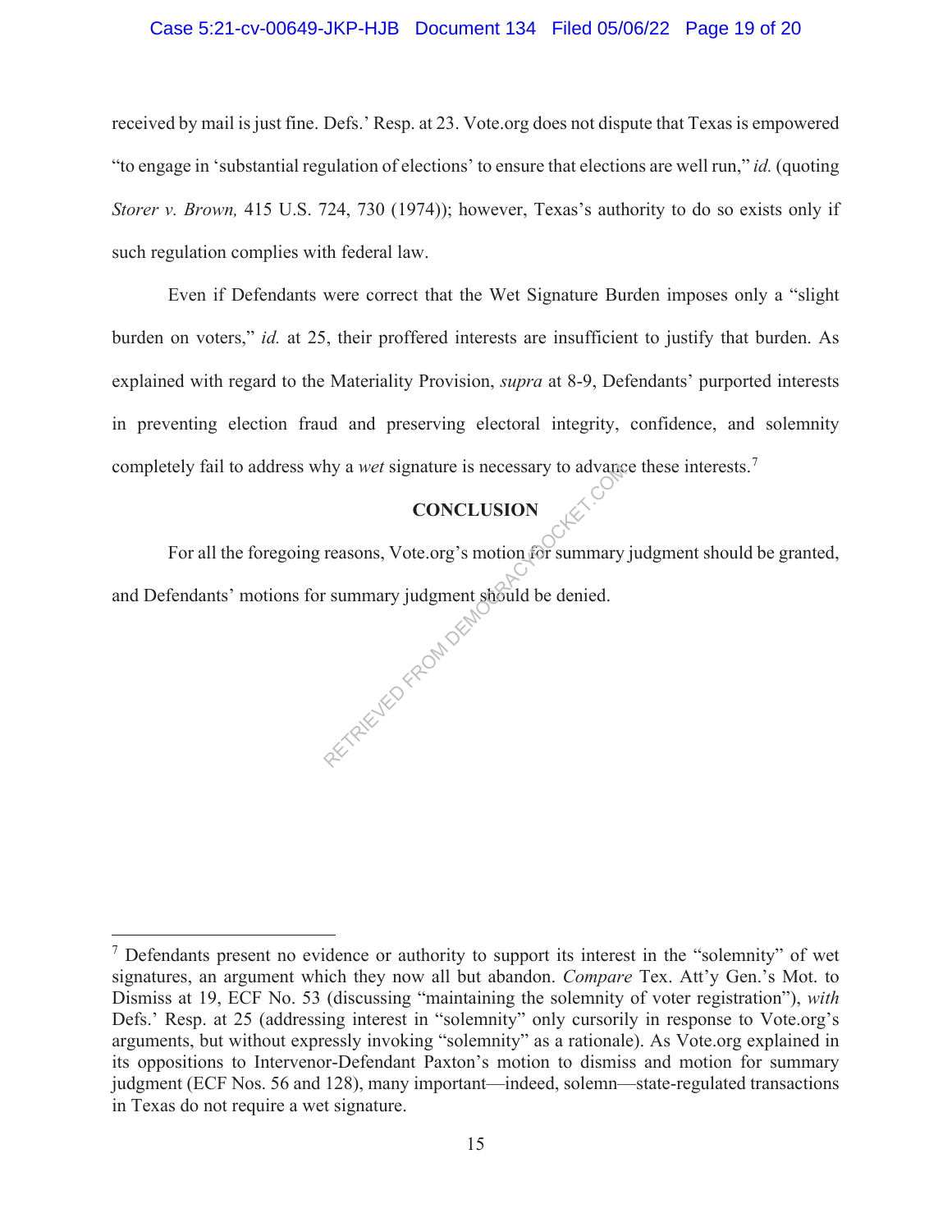received by mail is just fine. Defs.' Resp. at 23. Vote.org does not dispute that Texas is empowered "to engage in 'substantial regulation of elections' to ensure that elections are well run," *id.* (quoting *Storer v. Brown,* 415 U.S. 724, 730 (1974)); however, Texas's authority to do so exists only if such regulation complies with federal law.

Even if Defendants were correct that the Wet Signature Burden imposes only a "slight burden on voters," *id.* at 25, their proffered interests are insufficient to justify that burden. As explained with regard to the Materiality Provision, *supra* at 8-9, Defendants' purported interests in preventing election fraud and preserving electoral integrity, confidence, and solemnity completely fail to address why a *wet* signature is necessary to advance these interests.[7]

## CONCLUSION

For all the foregoing reasons, Vote.org's motion for summary judgment should be granted, and Defendants' motions for summary judgment should be denied.

---

[7] Defendants present no evidence or authority to support its interest in the "solemnity" of wet signatures, an argument which they now all but abandon. *Compare* Tex. Att'y Gen.'s Mot. to Dismiss at 19, ECF No. 53 (discussing "maintaining the solemnity of voter registration"), *with* Defs.' Resp. at 25 (addressing interest in "solemnity" only cursorily in response to Vote.org's arguments, but without expressly invoking "solemnity" as a rationale). As Vote.org explained in its oppositions to Intervenor-Defendant Paxton's motion to dismiss and motion for summary judgment (ECF Nos. 56 and 128), many important—indeed, solemn—state-regulated transactions in Texas do not require a wet signature.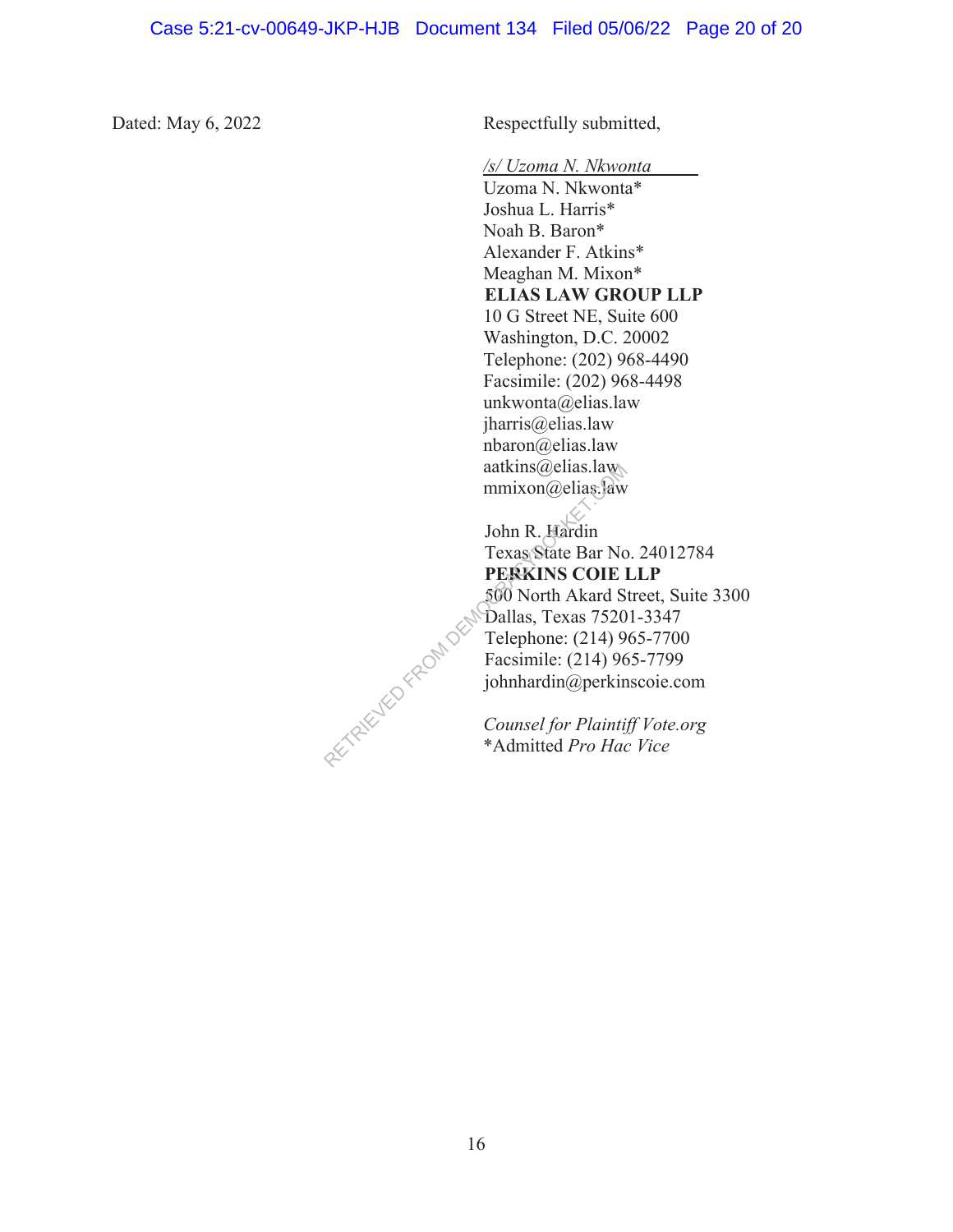Dated: May 6, 2022

Respectfully submitted,

*/s/ Uzoma N. Nkwonta*
Uzoma N. Nkwonta*
Joshua L. Harris*
Noah B. Baron*
Alexander F. Atkins*
Meaghan M. Mixon*
**ELIAS LAW GROUP LLP**
10 G Street NE, Suite 600
Washington, D.C. 20002
Telephone: (202) 968-4490
Facsimile: (202) 968-4498
unkwonta@elias.law
jharris@elias.law
nbaron@elias.law
aatkins@elias.law
mmixon@elias.law

John R. Hardin
Texas State Bar No. 24012784
**PERKINS COIE LLP**
500 North Akard Street, Suite 3300
Dallas, Texas 75201-3347
Telephone: (214) 965-7700
Facsimile: (214) 965-7799
johnhardin@perkinscoie.com

*Counsel for Plaintiff Vote.org*
*Admitted *Pro Hac Vice*